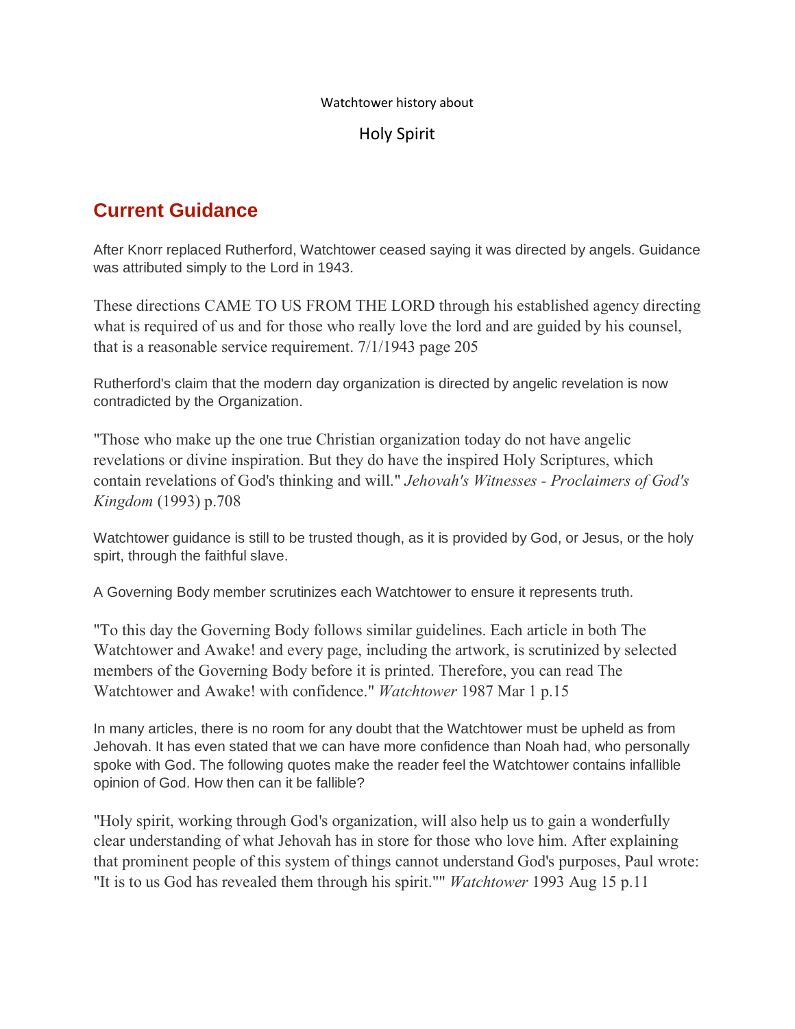Watchtower history about

Holy Spirit

## Current Guidance

After Knorr replaced Rutherford, Watchtower ceased saying it was directed by angels. Guidance was attributed simply to the Lord in 1943.

These directions CAME TO US FROM THE LORD through his established agency directing what is required of us and for those who really love the lord and are guided by his counsel, that is a reasonable service requirement. 7/1/1943 page 205

Rutherford's claim that the modern day organization is directed by angelic revelation is now contradicted by the Organization.

"Those who make up the one true Christian organization today do not have angelic revelations or divine inspiration. But they do have the inspired Holy Scriptures, which contain revelations of God's thinking and will." *Jehovah's Witnesses - Proclaimers of God's Kingdom* (1993) p.708

Watchtower guidance is still to be trusted though, as it is provided by God, or Jesus, or the holy spirt, through the faithful slave.

A Governing Body member scrutinizes each Watchtower to ensure it represents truth.

"To this day the Governing Body follows similar guidelines. Each article in both The Watchtower and Awake! and every page, including the artwork, is scrutinized by selected members of the Governing Body before it is printed. Therefore, you can read The Watchtower and Awake! with confidence." *Watchtower* 1987 Mar 1 p.15

In many articles, there is no room for any doubt that the Watchtower must be upheld as from Jehovah. It has even stated that we can have more confidence than Noah had, who personally spoke with God. The following quotes make the reader feel the Watchtower contains infallible opinion of God. How then can it be fallible?

"Holy spirit, working through God's organization, will also help us to gain a wonderfully clear understanding of what Jehovah has in store for those who love him. After explaining that prominent people of this system of things cannot understand God's purposes, Paul wrote: "It is to us God has revealed them through his spirit."" *Watchtower* 1993 Aug 15 p.11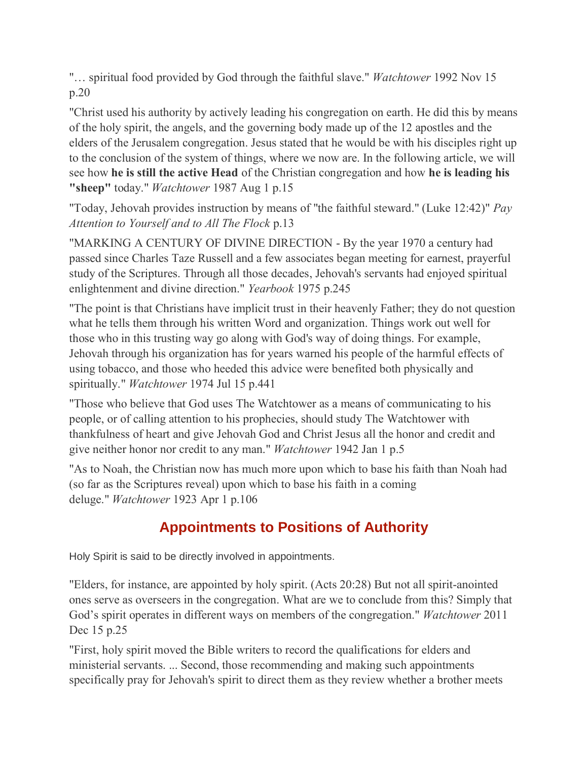"… spiritual food provided by God through the faithful slave." *Watchtower* 1992 Nov 15 p.20

"Christ used his authority by actively leading his congregation on earth. He did this by means of the holy spirit, the angels, and the governing body made up of the 12 apostles and the elders of the Jerusalem congregation. Jesus stated that he would be with his disciples right up to the conclusion of the system of things, where we now are. In the following article, we will see how **he is still the active Head** of the Christian congregation and how **he is leading his "sheep"** today." *Watchtower* 1987 Aug 1 p.15

"Today, Jehovah provides instruction by means of "the faithful steward." (Luke 12:42)" *Pay Attention to Yourself and to All The Flock* p.13

"MARKING A CENTURY OF DIVINE DIRECTION - By the year 1970 a century had passed since Charles Taze Russell and a few associates began meeting for earnest, prayerful study of the Scriptures. Through all those decades, Jehovah's servants had enjoyed spiritual enlightenment and divine direction." *Yearbook* 1975 p.245

"The point is that Christians have implicit trust in their heavenly Father; they do not question what he tells them through his written Word and organization. Things work out well for those who in this trusting way go along with God's way of doing things. For example, Jehovah through his organization has for years warned his people of the harmful effects of using tobacco, and those who heeded this advice were benefited both physically and spiritually." *Watchtower* 1974 Jul 15 p.441

"Those who believe that God uses The Watchtower as a means of communicating to his people, or of calling attention to his prophecies, should study The Watchtower with thankfulness of heart and give Jehovah God and Christ Jesus all the honor and credit and give neither honor nor credit to any man." *Watchtower* 1942 Jan 1 p.5

"As to Noah, the Christian now has much more upon which to base his faith than Noah had (so far as the Scriptures reveal) upon which to base his faith in a coming deluge." *Watchtower* 1923 Apr 1 p.106

## Appointments to Positions of Authority

Holy Spirit is said to be directly involved in appointments.

"Elders, for instance, are appointed by holy spirit. (Acts 20:28) But not all spirit-anointed ones serve as overseers in the congregation. What are we to conclude from this? Simply that God's spirit operates in different ways on members of the congregation." *Watchtower* 2011 Dec 15 p.25

"First, holy spirit moved the Bible writers to record the qualifications for elders and ministerial servants. ... Second, those recommending and making such appointments specifically pray for Jehovah's spirit to direct them as they review whether a brother meets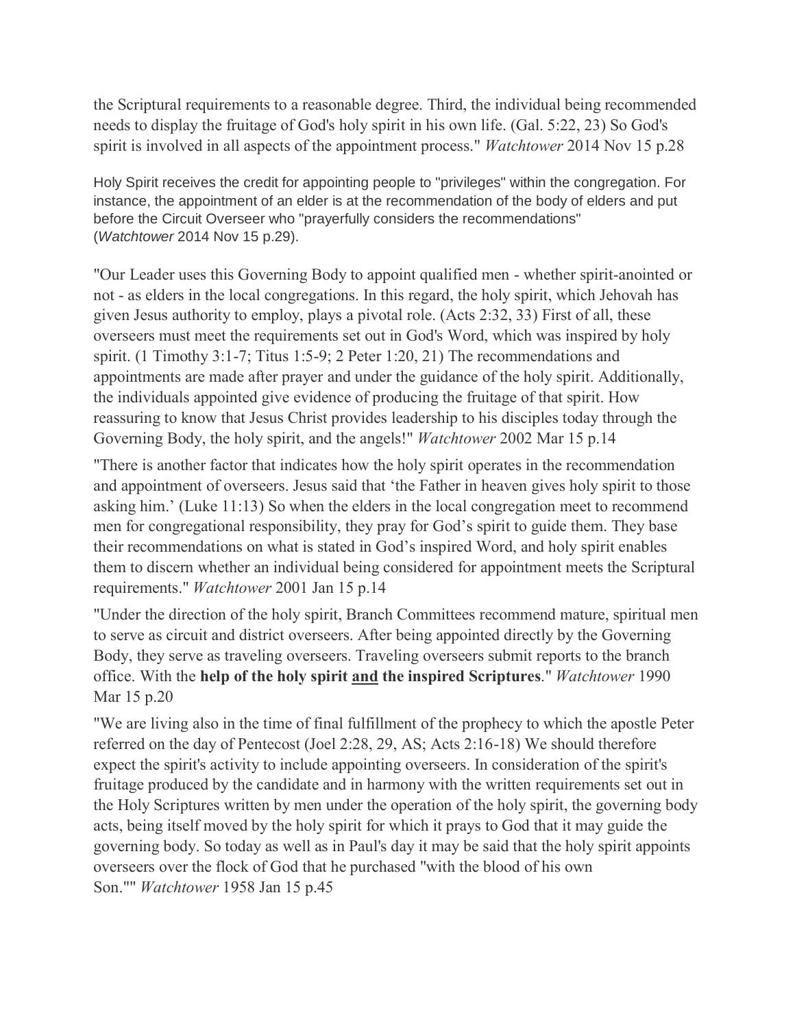the Scriptural requirements to a reasonable degree. Third, the individual being recommended needs to display the fruitage of God's holy spirit in his own life. (Gal. 5:22, 23) So God's spirit is involved in all aspects of the appointment process." *Watchtower* 2014 Nov 15 p.28

Holy Spirit receives the credit for appointing people to "privileges" within the congregation. For instance, the appointment of an elder is at the recommendation of the body of elders and put before the Circuit Overseer who "prayerfully considers the recommendations" (*Watchtower* 2014 Nov 15 p.29).

"Our Leader uses this Governing Body to appoint qualified men - whether spirit-anointed or not - as elders in the local congregations. In this regard, the holy spirit, which Jehovah has given Jesus authority to employ, plays a pivotal role. (Acts 2:32, 33) First of all, these overseers must meet the requirements set out in God's Word, which was inspired by holy spirit. (1 Timothy 3:1-7; Titus 1:5-9; 2 Peter 1:20, 21) The recommendations and appointments are made after prayer and under the guidance of the holy spirit. Additionally, the individuals appointed give evidence of producing the fruitage of that spirit. How reassuring to know that Jesus Christ provides leadership to his disciples today through the Governing Body, the holy spirit, and the angels!" *Watchtower* 2002 Mar 15 p.14

"There is another factor that indicates how the holy spirit operates in the recommendation and appointment of overseers. Jesus said that 'the Father in heaven gives holy spirit to those asking him.' (Luke 11:13) So when the elders in the local congregation meet to recommend men for congregational responsibility, they pray for God's spirit to guide them. They base their recommendations on what is stated in God's inspired Word, and holy spirit enables them to discern whether an individual being considered for appointment meets the Scriptural requirements." *Watchtower* 2001 Jan 15 p.14

"Under the direction of the holy spirit, Branch Committees recommend mature, spiritual men to serve as circuit and district overseers. After being appointed directly by the Governing Body, they serve as traveling overseers. Traveling overseers submit reports to the branch office. With the **help of the holy spirit <u>and</u> the inspired Scriptures**." *Watchtower* 1990 Mar 15 p.20

"We are living also in the time of final fulfillment of the prophecy to which the apostle Peter referred on the day of Pentecost (Joel 2:28, 29, AS; Acts 2:16-18) We should therefore expect the spirit's activity to include appointing overseers. In consideration of the spirit's fruitage produced by the candidate and in harmony with the written requirements set out in the Holy Scriptures written by men under the operation of the holy spirit, the governing body acts, being itself moved by the holy spirit for which it prays to God that it may guide the governing body. So today as well as in Paul's day it may be said that the holy spirit appoints overseers over the flock of God that he purchased "with the blood of his own Son."" *Watchtower* 1958 Jan 15 p.45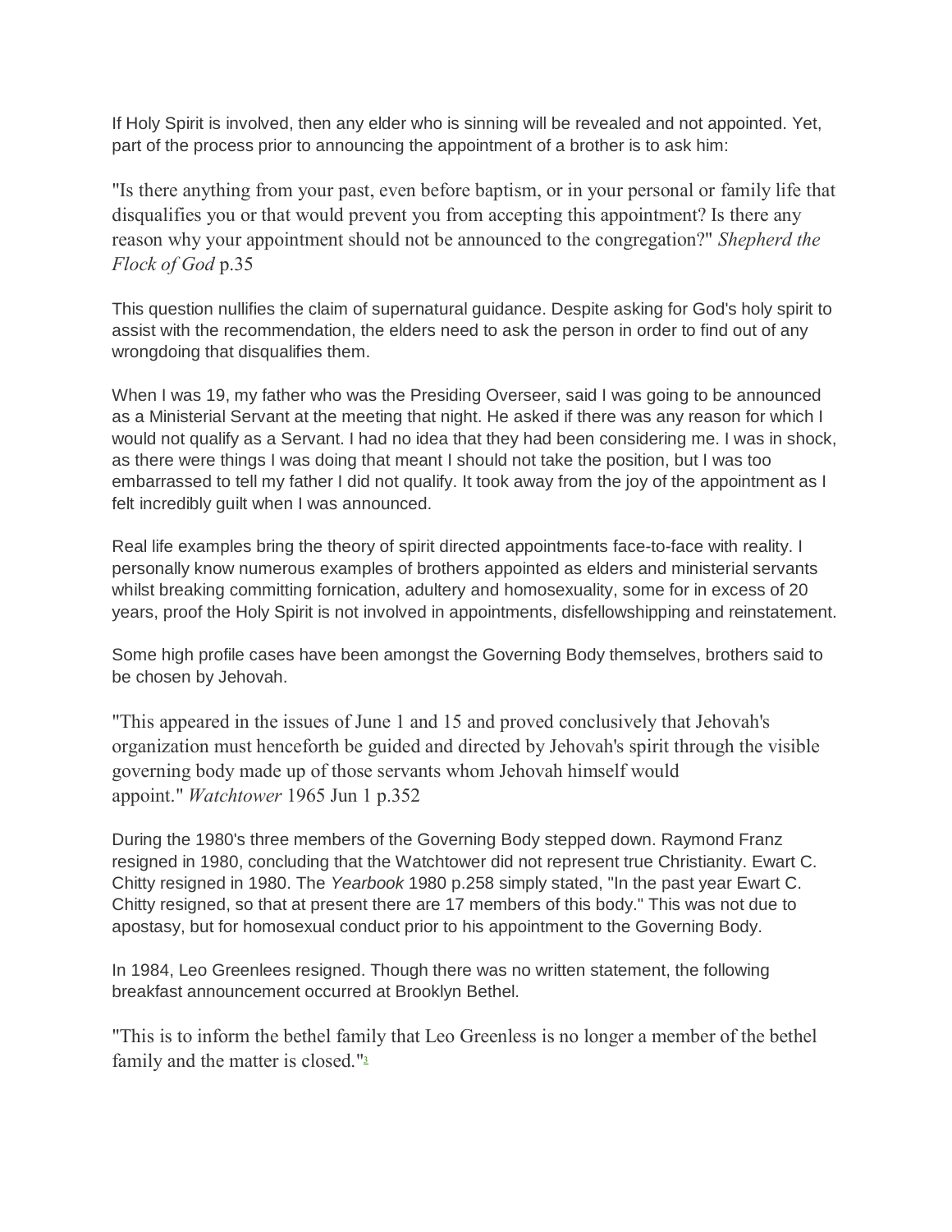If Holy Spirit is involved, then any elder who is sinning will be revealed and not appointed. Yet, part of the process prior to announcing the appointment of a brother is to ask him:

> "Is there anything from your past, even before baptism, or in your personal or family life that disqualifies you or that would prevent you from accepting this appointment? Is there any reason why your appointment should not be announced to the congregation?" *Shepherd the Flock of God* p.35

This question nullifies the claim of supernatural guidance. Despite asking for God's holy spirit to assist with the recommendation, the elders need to ask the person in order to find out of any wrongdoing that disqualifies them.

When I was 19, my father who was the Presiding Overseer, said I was going to be announced as a Ministerial Servant at the meeting that night. He asked if there was any reason for which I would not qualify as a Servant. I had no idea that they had been considering me. I was in shock, as there were things I was doing that meant I should not take the position, but I was too embarrassed to tell my father I did not qualify. It took away from the joy of the appointment as I felt incredibly guilt when I was announced.

Real life examples bring the theory of spirit directed appointments face-to-face with reality. I personally know numerous examples of brothers appointed as elders and ministerial servants whilst breaking committing fornication, adultery and homosexuality, some for in excess of 20 years, proof the Holy Spirit is not involved in appointments, disfellowshipping and reinstatement.

Some high profile cases have been amongst the Governing Body themselves, brothers said to be chosen by Jehovah.

> "This appeared in the issues of June 1 and 15 and proved conclusively that Jehovah's organization must henceforth be guided and directed by Jehovah's spirit through the visible governing body made up of those servants whom Jehovah himself would appoint." *Watchtower* 1965 Jun 1 p.352

During the 1980's three members of the Governing Body stepped down. Raymond Franz resigned in 1980, concluding that the Watchtower did not represent true Christianity. Ewart C. Chitty resigned in 1980. The *Yearbook* 1980 p.258 simply stated, "In the past year Ewart C. Chitty resigned, so that at present there are 17 members of this body." This was not due to apostasy, but for homosexual conduct prior to his appointment to the Governing Body.

In 1984, Leo Greenlees resigned. Though there was no written statement, the following breakfast announcement occurred at Brooklyn Bethel.

> "This is to inform the bethel family that Leo Greenless is no longer a member of the bethel family and the matter is closed."[1]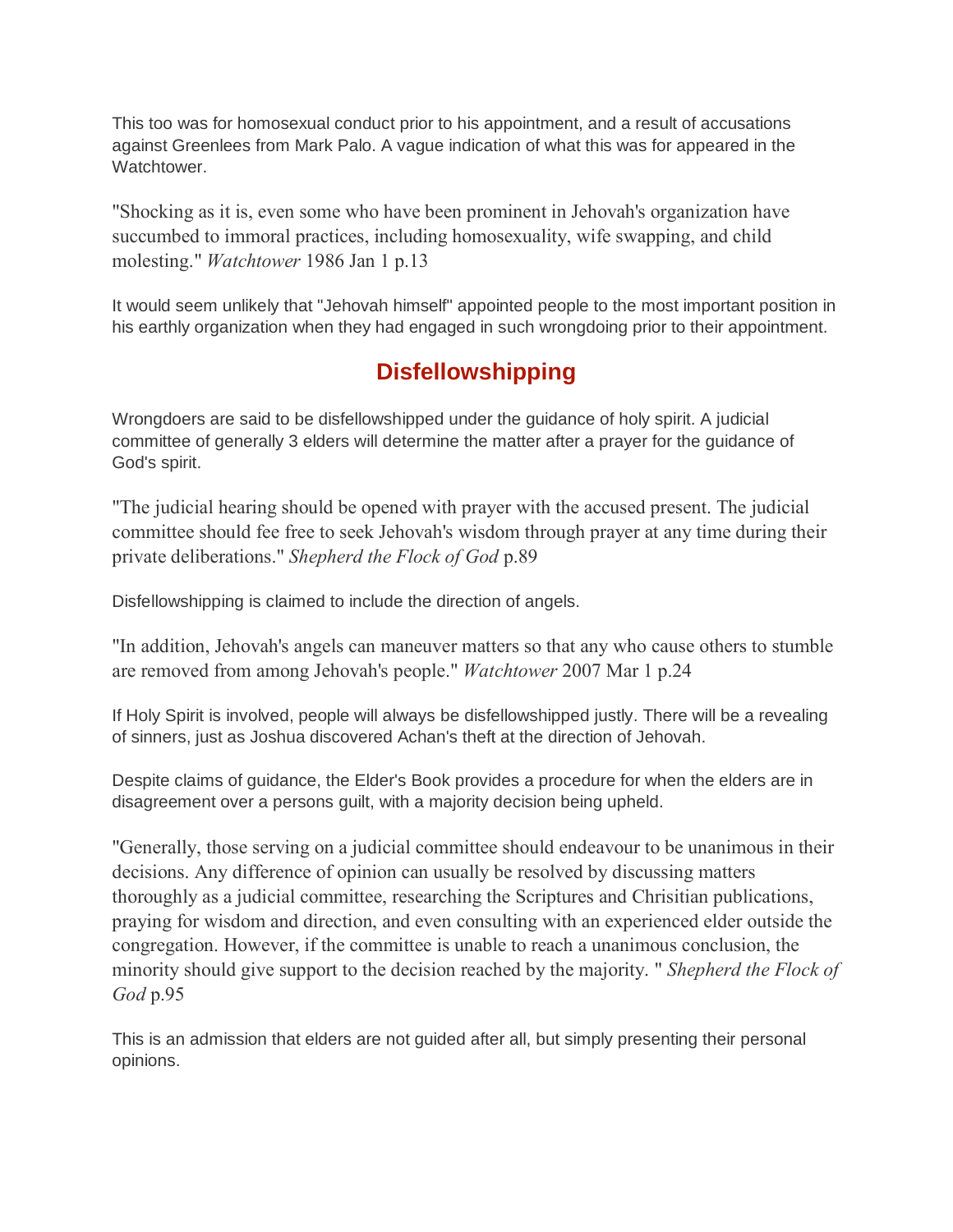This too was for homosexual conduct prior to his appointment, and a result of accusations against Greenlees from Mark Palo. A vague indication of what this was for appeared in the Watchtower.

"Shocking as it is, even some who have been prominent in Jehovah's organization have succumbed to immoral practices, including homosexuality, wife swapping, and child molesting." *Watchtower* 1986 Jan 1 p.13

It would seem unlikely that "Jehovah himself" appointed people to the most important position in his earthly organization when they had engaged in such wrongdoing prior to their appointment.

## Disfellowshipping

Wrongdoers are said to be disfellowshipped under the guidance of holy spirit. A judicial committee of generally 3 elders will determine the matter after a prayer for the guidance of God's spirit.

"The judicial hearing should be opened with prayer with the accused present. The judicial committee should fee free to seek Jehovah's wisdom through prayer at any time during their private deliberations." *Shepherd the Flock of God* p.89

Disfellowshipping is claimed to include the direction of angels.

"In addition, Jehovah's angels can maneuver matters so that any who cause others to stumble are removed from among Jehovah's people." *Watchtower* 2007 Mar 1 p.24

If Holy Spirit is involved, people will always be disfellowshipped justly. There will be a revealing of sinners, just as Joshua discovered Achan's theft at the direction of Jehovah.

Despite claims of guidance, the Elder's Book provides a procedure for when the elders are in disagreement over a persons guilt, with a majority decision being upheld.

"Generally, those serving on a judicial committee should endeavour to be unanimous in their decisions. Any difference of opinion can usually be resolved by discussing matters thoroughly as a judicial committee, researching the Scriptures and Chrisitian publications, praying for wisdom and direction, and even consulting with an experienced elder outside the congregation. However, if the committee is unable to reach a unanimous conclusion, the minority should give support to the decision reached by the majority. " *Shepherd the Flock of God* p.95

This is an admission that elders are not guided after all, but simply presenting their personal opinions.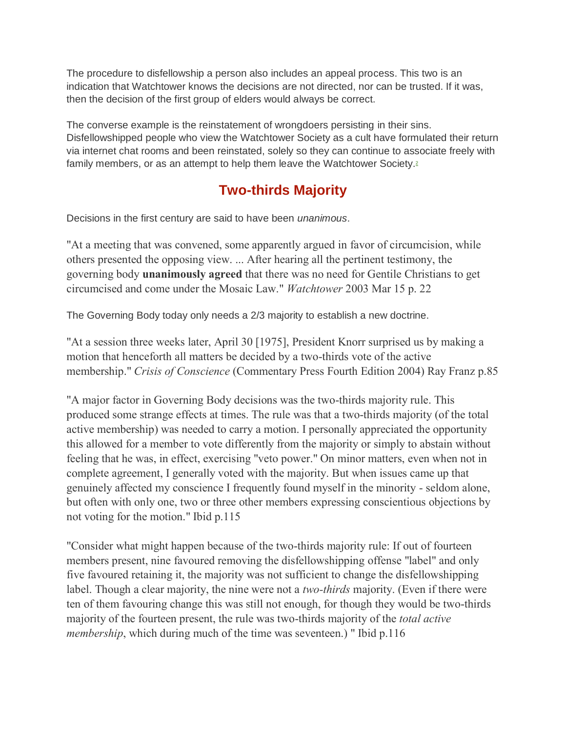The procedure to disfellowship a person also includes an appeal process. This two is an indication that Watchtower knows the decisions are not directed, nor can be trusted. If it was, then the decision of the first group of elders would always be correct.

The converse example is the reinstatement of wrongdoers persisting in their sins. Disfellowshipped people who view the Watchtower Society as a cult have formulated their return via internet chat rooms and been reinstated, solely so they can continue to associate freely with family members, or as an attempt to help them leave the Watchtower Society.[2]

## Two-thirds Majority

Decisions in the first century are said to have been *unanimous*.

"At a meeting that was convened, some apparently argued in favor of circumcision, while others presented the opposing view. ... After hearing all the pertinent testimony, the governing body **unanimously agreed** that there was no need for Gentile Christians to get circumcised and come under the Mosaic Law." *Watchtower* 2003 Mar 15 p. 22

The Governing Body today only needs a 2/3 majority to establish a new doctrine.

"At a session three weeks later, April 30 [1975], President Knorr surprised us by making a motion that henceforth all matters be decided by a two-thirds vote of the active membership." *Crisis of Conscience* (Commentary Press Fourth Edition 2004) Ray Franz p.85

"A major factor in Governing Body decisions was the two-thirds majority rule. This produced some strange effects at times. The rule was that a two-thirds majority (of the total active membership) was needed to carry a motion. I personally appreciated the opportunity this allowed for a member to vote differently from the majority or simply to abstain without feeling that he was, in effect, exercising "veto power." On minor matters, even when not in complete agreement, I generally voted with the majority. But when issues came up that genuinely affected my conscience I frequently found myself in the minority - seldom alone, but often with only one, two or three other members expressing conscientious objections by not voting for the motion." Ibid p.115

"Consider what might happen because of the two-thirds majority rule: If out of fourteen members present, nine favoured removing the disfellowshipping offense "label" and only five favoured retaining it, the majority was not sufficient to change the disfellowshipping label. Though a clear majority, the nine were not a *two-thirds* majority. (Even if there were ten of them favouring change this was still not enough, for though they would be two-thirds majority of the fourteen present, the rule was two-thirds majority of the *total active membership*, which during much of the time was seventeen.) " Ibid p.116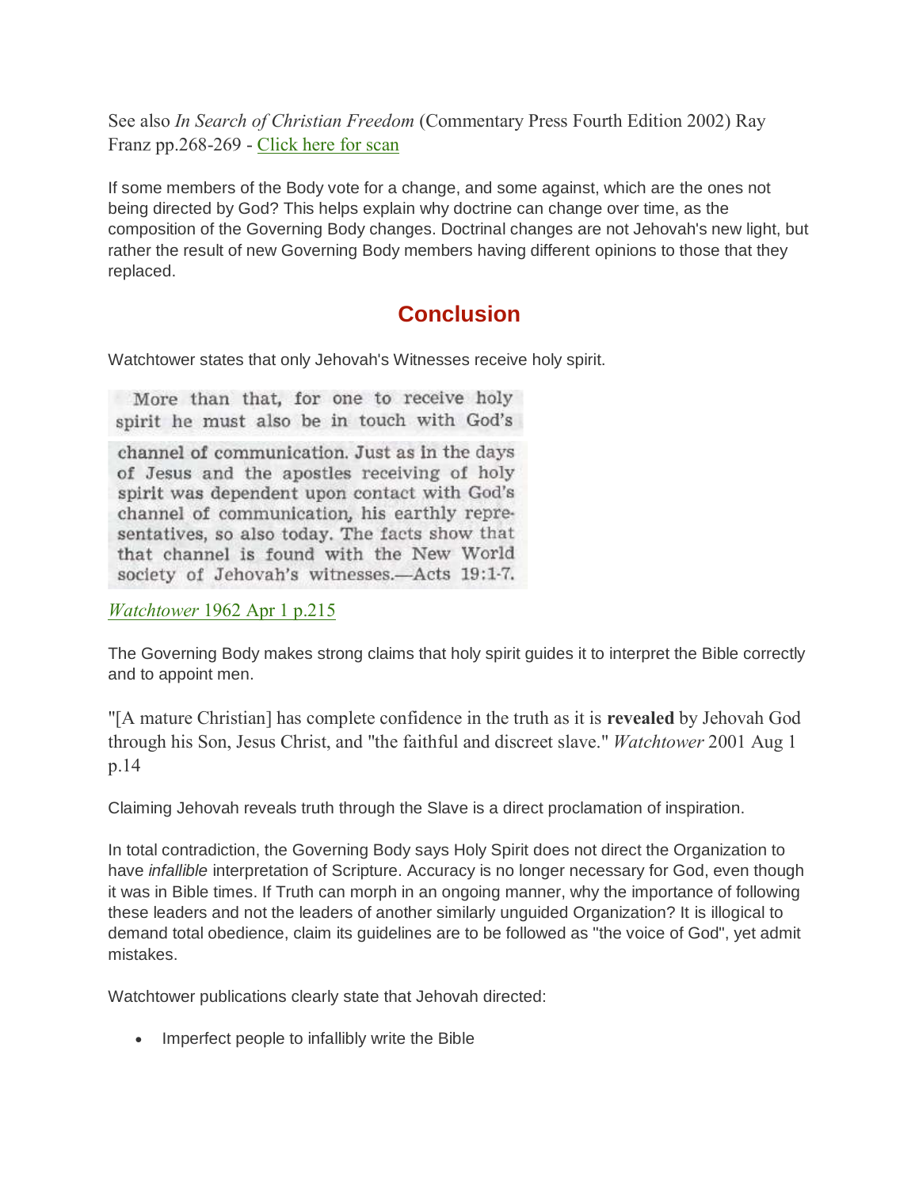See also *In Search of Christian Freedom* (Commentary Press Fourth Edition 2002) Ray Franz pp.268-269 - Click here for scan

If some members of the Body vote for a change, and some against, which are the ones not being directed by God? This helps explain why doctrine can change over time, as the composition of the Governing Body changes. Doctrinal changes are not Jehovah's new light, but rather the result of new Governing Body members having different opinions to those that they replaced.

## Conclusion

Watchtower states that only Jehovah's Witnesses receive holy spirit.

> More than that, for one to receive holy spirit he must also be in touch with God's channel of communication. Just as in the days of Jesus and the apostles receiving of holy spirit was dependent upon contact with God's channel of communication, his earthly representatives, so also today. The facts show that that channel is found with the New World society of Jehovah's witnesses.—Acts 19:1-7.

*Watchtower* 1962 Apr 1 p.215

The Governing Body makes strong claims that holy spirit guides it to interpret the Bible correctly and to appoint men.

"[A mature Christian] has complete confidence in the truth as it is **revealed** by Jehovah God through his Son, Jesus Christ, and "the faithful and discreet slave." *Watchtower* 2001 Aug 1 p.14

Claiming Jehovah reveals truth through the Slave is a direct proclamation of inspiration.

In total contradiction, the Governing Body says Holy Spirit does not direct the Organization to have *infallible* interpretation of Scripture. Accuracy is no longer necessary for God, even though it was in Bible times. If Truth can morph in an ongoing manner, why the importance of following these leaders and not the leaders of another similarly unguided Organization? It is illogical to demand total obedience, claim its guidelines are to be followed as "the voice of God", yet admit mistakes.

Watchtower publications clearly state that Jehovah directed:

- Imperfect people to infallibly write the Bible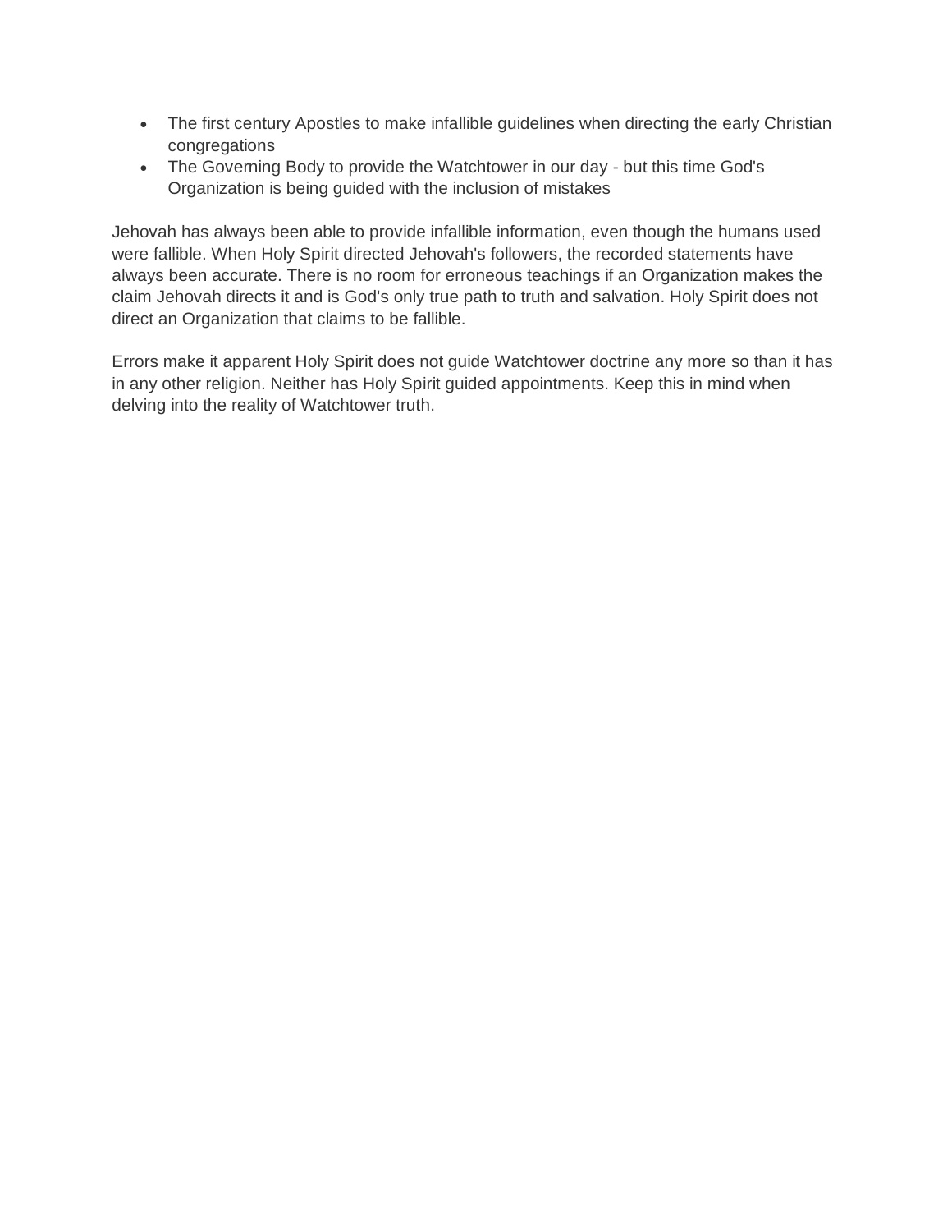- The first century Apostles to make infallible guidelines when directing the early Christian congregations
- The Governing Body to provide the Watchtower in our day - but this time God's Organization is being guided with the inclusion of mistakes

Jehovah has always been able to provide infallible information, even though the humans used were fallible. When Holy Spirit directed Jehovah's followers, the recorded statements have always been accurate. There is no room for erroneous teachings if an Organization makes the claim Jehovah directs it and is God's only true path to truth and salvation. Holy Spirit does not direct an Organization that claims to be fallible.

Errors make it apparent Holy Spirit does not guide Watchtower doctrine any more so than it has in any other religion. Neither has Holy Spirit guided appointments. Keep this in mind when delving into the reality of Watchtower truth.